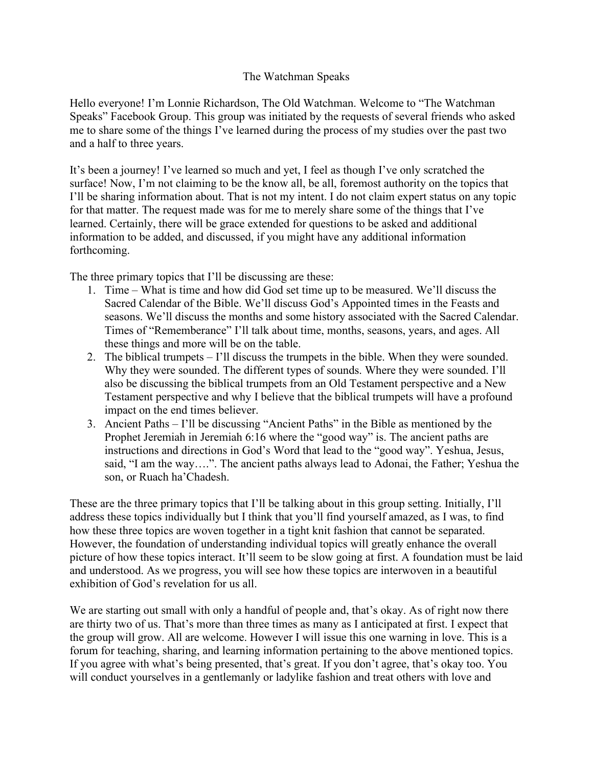# The Watchman Speaks

Hello everyone! I'm Lonnie Richardson, The Old Watchman. Welcome to "The Watchman Speaks" Facebook Group. This group was initiated by the requests of several friends who asked me to share some of the things I've learned during the process of my studies over the past two and a half to three years.

It's been a journey! I've learned so much and yet, I feel as though I've only scratched the surface! Now, I'm not claiming to be the know all, be all, foremost authority on the topics that I'll be sharing information about. That is not my intent. I do not claim expert status on any topic for that matter. The request made was for me to merely share some of the things that I've learned. Certainly, there will be grace extended for questions to be asked and additional information to be added, and discussed, if you might have any additional information forthcoming.

The three primary topics that I'll be discussing are these:

1. Time – What is time and how did God set time up to be measured. We'll discuss the Sacred Calendar of the Bible. We'll discuss God's Appointed times in the Feasts and seasons. We'll discuss the months and some history associated with the Sacred Calendar. Times of "Rememberance" I'll talk about time, months, seasons, years, and ages. All these things and more will be on the table.
2. The biblical trumpets – I'll discuss the trumpets in the bible. When they were sounded. Why they were sounded. The different types of sounds. Where they were sounded. I'll also be discussing the biblical trumpets from an Old Testament perspective and a New Testament perspective and why I believe that the biblical trumpets will have a profound impact on the end times believer.
3. Ancient Paths – I'll be discussing "Ancient Paths" in the Bible as mentioned by the Prophet Jeremiah in Jeremiah 6:16 where the "good way" is. The ancient paths are instructions and directions in God's Word that lead to the "good way". Yeshua, Jesus, said, "I am the way….". The ancient paths always lead to Adonai, the Father; Yeshua the son, or Ruach ha'Chadesh.

These are the three primary topics that I'll be talking about in this group setting. Initially, I'll address these topics individually but I think that you'll find yourself amazed, as I was, to find how these three topics are woven together in a tight knit fashion that cannot be separated. However, the foundation of understanding individual topics will greatly enhance the overall picture of how these topics interact. It'll seem to be slow going at first. A foundation must be laid and understood. As we progress, you will see how these topics are interwoven in a beautiful exhibition of God's revelation for us all.

We are starting out small with only a handful of people and, that's okay. As of right now there are thirty two of us. That's more than three times as many as I anticipated at first. I expect that the group will grow. All are welcome. However I will issue this one warning in love. This is a forum for teaching, sharing, and learning information pertaining to the above mentioned topics. If you agree with what's being presented, that's great. If you don't agree, that's okay too. You will conduct yourselves in a gentlemanly or ladylike fashion and treat others with love and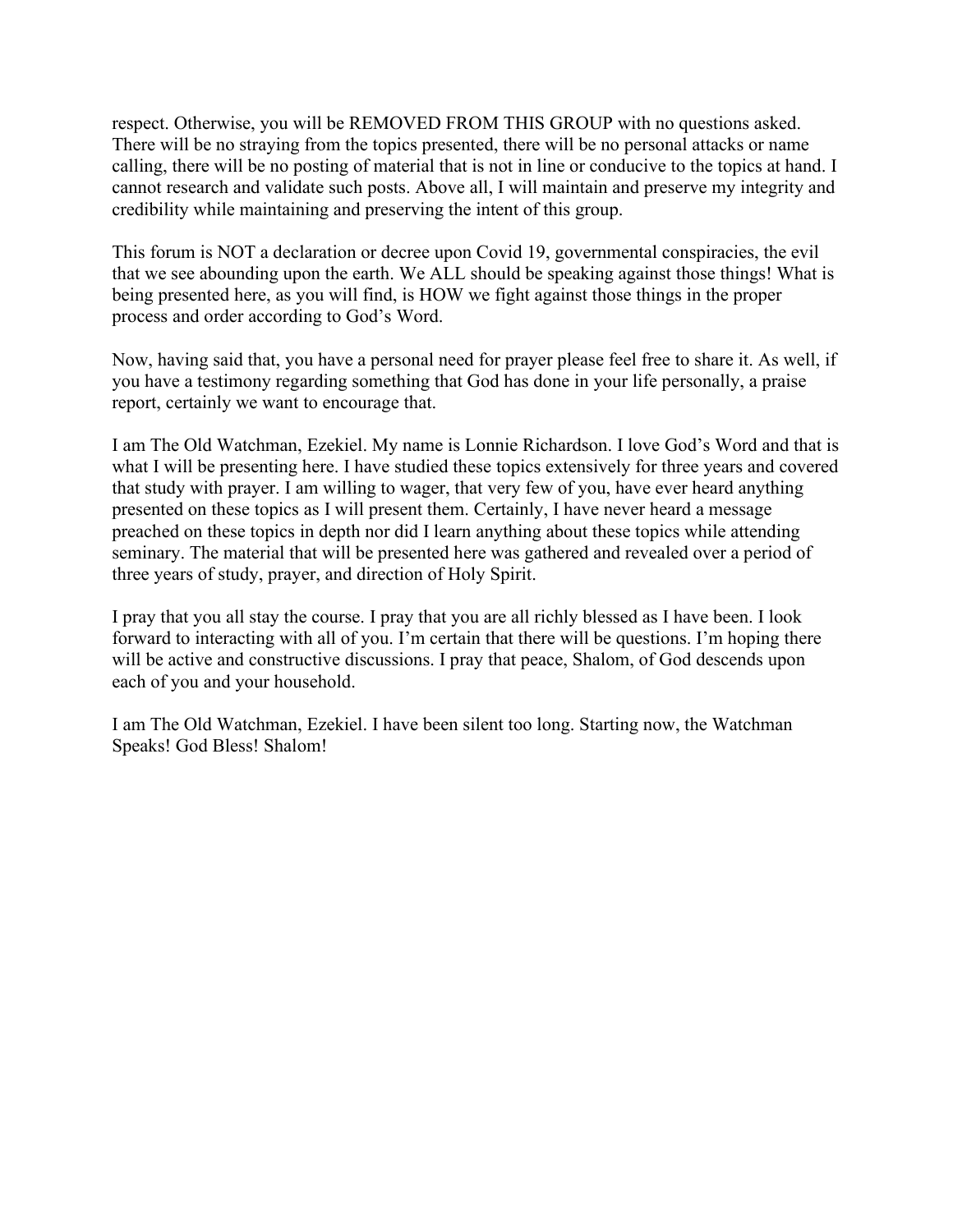respect. Otherwise, you will be REMOVED FROM THIS GROUP with no questions asked. There will be no straying from the topics presented, there will be no personal attacks or name calling, there will be no posting of material that is not in line or conducive to the topics at hand. I cannot research and validate such posts. Above all, I will maintain and preserve my integrity and credibility while maintaining and preserving the intent of this group.

This forum is NOT a declaration or decree upon Covid 19, governmental conspiracies, the evil that we see abounding upon the earth. We ALL should be speaking against those things! What is being presented here, as you will find, is HOW we fight against those things in the proper process and order according to God's Word.

Now, having said that, you have a personal need for prayer please feel free to share it. As well, if you have a testimony regarding something that God has done in your life personally, a praise report, certainly we want to encourage that.

I am The Old Watchman, Ezekiel. My name is Lonnie Richardson. I love God's Word and that is what I will be presenting here. I have studied these topics extensively for three years and covered that study with prayer. I am willing to wager, that very few of you, have ever heard anything presented on these topics as I will present them. Certainly, I have never heard a message preached on these topics in depth nor did I learn anything about these topics while attending seminary. The material that will be presented here was gathered and revealed over a period of three years of study, prayer, and direction of Holy Spirit.

I pray that you all stay the course. I pray that you are all richly blessed as I have been. I look forward to interacting with all of you. I'm certain that there will be questions. I'm hoping there will be active and constructive discussions. I pray that peace, Shalom, of God descends upon each of you and your household.

I am The Old Watchman, Ezekiel. I have been silent too long. Starting now, the Watchman Speaks! God Bless! Shalom!